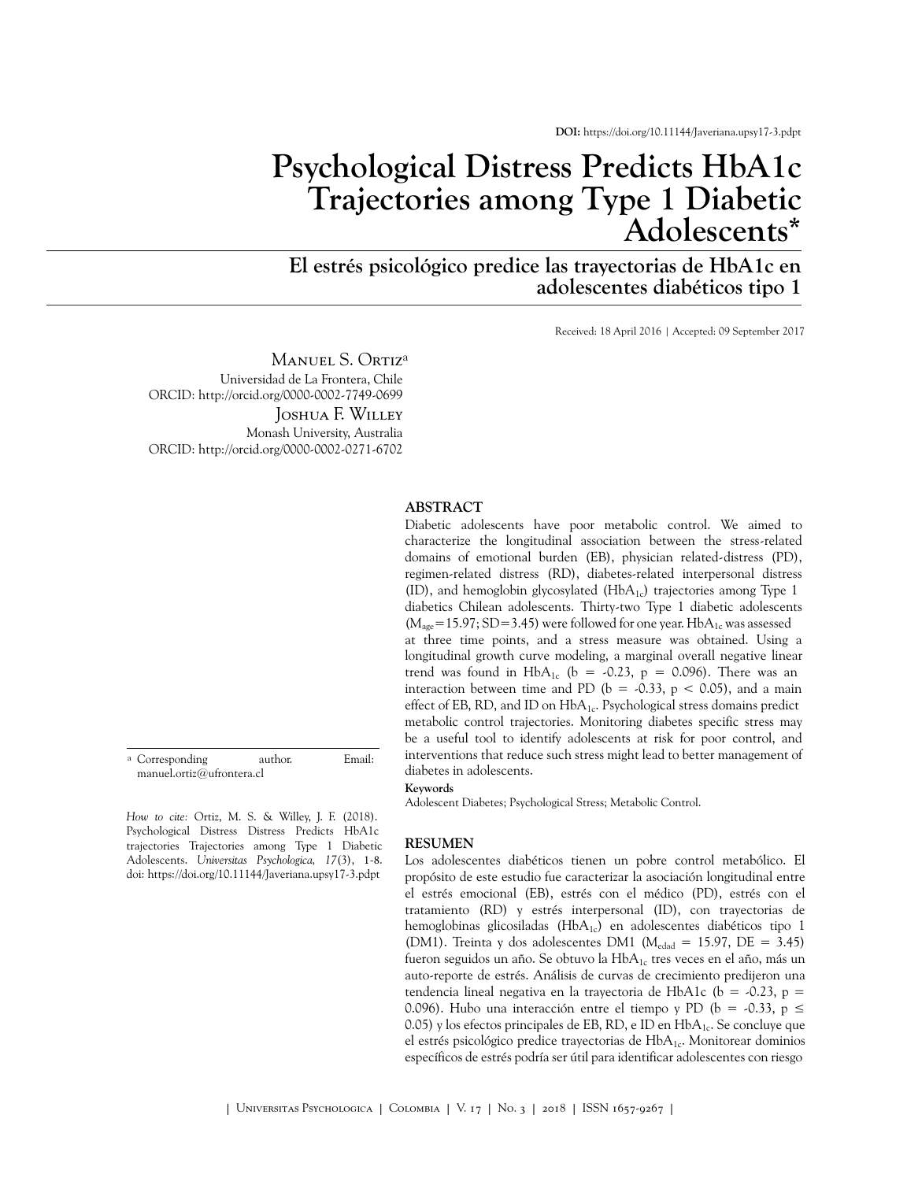**DOI:** https://doi.org/10.11144/Javeriana.upsy17-3.pdpt

# Psychological Distress Predicts HbA1c Trajectories among Type 1 Diabetic Adolescents*

## El estrés psicológico predice las trayectorias de HbA1c en adolescentes diabéticos tipo 1

Received: 18 April 2016 | Accepted: 09 September 2017

Manuel S. Ortiz[a]
Universidad de La Frontera, Chile
ORCID: http://orcid.org/0000-0002-7749-0699

Joshua F. Willey
Monash University, Australia
ORCID: http://orcid.org/0000-0002-0271-6702

[a] Corresponding author. Email: manuel.ortiz@ufrontera.cl

*How to cite:* Ortiz, M. S. & Willey, J. F. (2018). Psychological Distress Distress Predicts HbA1c trajectories Trajectories among Type 1 Diabetic Adolescents. *Universitas Psychologica, 17*(3), 1-8. doi: https://doi.org/10.11144/Javeriana.upsy17-3.pdpt

**ABSTRACT**

Diabetic adolescents have poor metabolic control. We aimed to characterize the longitudinal association between the stress-related domains of emotional burden (EB), physician related-distress (PD), regimen-related distress (RD), diabetes-related interpersonal distress (ID), and hemoglobin glycosylated ($HbA_{1c}$) trajectories among Type 1 diabetics Chilean adolescents. Thirty-two Type 1 diabetic adolescents ($M_{age}=15.97$; $SD=3.45$) were followed for one year. $HbA_{1c}$ was assessed at three time points, and a stress measure was obtained. Using a longitudinal growth curve modeling, a marginal overall negative linear trend was found in $HbA_{1c}$ ($b = -0.23$, $p = 0.096$). There was an interaction between time and PD ($b = -0.33$, $p < 0.05$), and a main effect of EB, RD, and ID on $HbA_{1c}$. Psychological stress domains predict metabolic control trajectories. Monitoring diabetes specific stress may be a useful tool to identify adolescents at risk for poor control, and interventions that reduce such stress might lead to better management of diabetes in adolescents.

**Keywords**

Adolescent Diabetes; Psychological Stress; Metabolic Control.

**RESUMEN**

Los adolescentes diabéticos tienen un pobre control metabólico. El propósito de este estudio fue caracterizar la asociación longitudinal entre el estrés emocional (EB), estrés con el médico (PD), estrés con el tratamiento (RD) y estrés interpersonal (ID), con trayectorias de hemoglobinas glicosiladas ($HbA_{1c}$) en adolescentes diabéticos tipo 1 (DM1). Treinta y dos adolescentes DM1 ($M_{edad} = 15.97$, $DE = 3.45$) fueron seguidos un año. Se obtuvo la $HbA_{1c}$ tres veces en el año, más un auto-reporte de estrés. Análisis de curvas de crecimiento predijeron una tendencia lineal negativa en la trayectoria de HbA1c ($b = -0.23$, $p = 0.096$). Hubo una interacción entre el tiempo y PD ($b = -0.33$, $p \leq 0.05$) y los efectos principales de EB, RD, e ID en $HbA_{1c}$. Se concluye que el estrés psicológico predice trayectorias de $HbA_{1c}$. Monitorear dominios específicos de estrés podría ser útil para identificar adolescentes con riesgo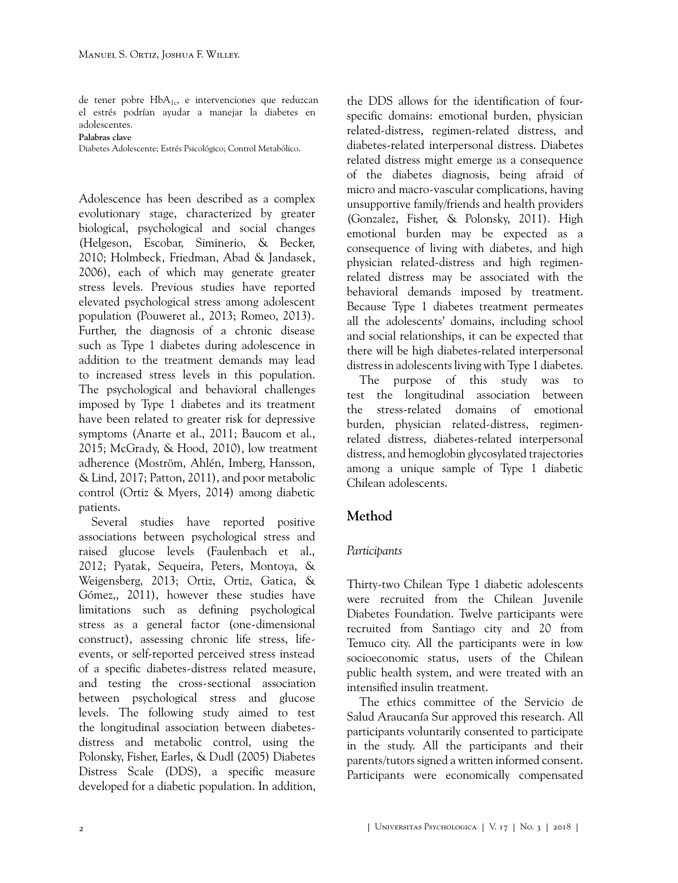de tener pobre $HbA_{1c}$, e intervenciones que reduzcan el estrés podrían ayudar a manejar la diabetes en adolescentes.

**Palabras clave**

Diabetes Adolescente; Estrés Psicológico; Control Metabólico.

Adolescence has been described as a complex evolutionary stage, characterized by greater biological, psychological and social changes (Helgeson, Escobar, Siminerio, & Becker, 2010; Holmbeck, Friedman, Abad & Jandasek, 2006), each of which may generate greater stress levels. Previous studies have reported elevated psychological stress among adolescent population (Pouweret al., 2013; Romeo, 2013). Further, the diagnosis of a chronic disease such as Type 1 diabetes during adolescence in addition to the treatment demands may lead to increased stress levels in this population. The psychological and behavioral challenges imposed by Type 1 diabetes and its treatment have been related to greater risk for depressive symptoms (Anarte et al., 2011; Baucom et al., 2015; McGrady, & Hood, 2010), low treatment adherence (Moström, Ahlén, Imberg, Hansson, & Lind, 2017; Patton, 2011), and poor metabolic control (Ortiz & Myers, 2014) among diabetic patients.

Several studies have reported positive associations between psychological stress and raised glucose levels (Faulenbach et al., 2012; Pyatak, Sequeira, Peters, Montoya, & Weigensberg, 2013; Ortiz, Ortiz, Gatica, & Gómez,, 2011), however these studies have limitations such as defining psychological stress as a general factor (one-dimensional construct), assessing chronic life stress, life-events, or self-reported perceived stress instead of a specific diabetes-distress related measure, and testing the cross-sectional association between psychological stress and glucose levels. The following study aimed to test the longitudinal association between diabetes-distress and metabolic control, using the Polonsky, Fisher, Earles, & Dudl (2005) Diabetes Distress Scale (DDS), a specific measure developed for a diabetic population. In addition, the DDS allows for the identification of four-specific domains: emotional burden, physician related-distress, regimen-related distress, and diabetes-related interpersonal distress. Diabetes related distress might emerge as a consequence of the diabetes diagnosis, being afraid of micro and macro-vascular complications, having unsupportive family/friends and health providers (Gonzalez, Fisher, & Polonsky, 2011). High emotional burden may be expected as a consequence of living with diabetes, and high physician related-distress and high regimen-related distress may be associated with the behavioral demands imposed by treatment. Because Type 1 diabetes treatment permeates all the adolescents' domains, including school and social relationships, it can be expected that there will be high diabetes-related interpersonal distress in adolescents living with Type 1 diabetes.

The purpose of this study was to test the longitudinal association between the stress-related domains of emotional burden, physician related-distress, regimen-related distress, diabetes-related interpersonal distress, and hemoglobin glycosylated trajectories among a unique sample of Type 1 diabetic Chilean adolescents.

## Method

### *Participants*

Thirty-two Chilean Type 1 diabetic adolescents were recruited from the Chilean Juvenile Diabetes Foundation. Twelve participants were recruited from Santiago city and 20 from Temuco city. All the participants were in low socioeconomic status, users of the Chilean public health system, and were treated with an intensified insulin treatment.

The ethics committee of the Servicio de Salud Araucanía Sur approved this research. All participants voluntarily consented to participate in the study. All the participants and their parents/tutors signed a written informed consent. Participants were economically compensated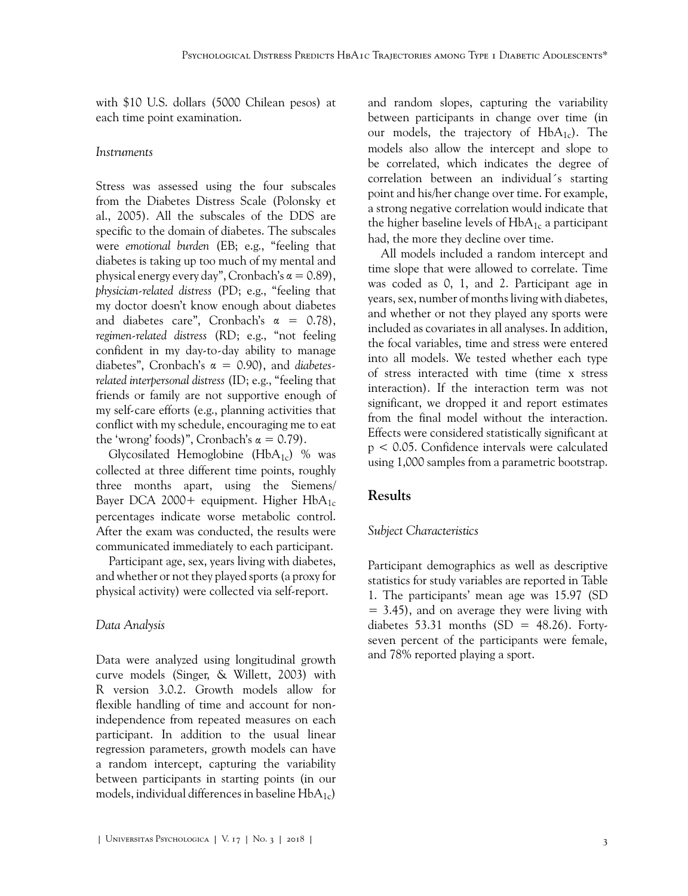with $10 U.S. dollars (5000 Chilean pesos) at each time point examination.

### *Instruments*

Stress was assessed using the four subscales from the Diabetes Distress Scale (Polonsky et al., 2005). All the subscales of the DDS are specific to the domain of diabetes. The subscales were *emotional burden* (EB; e.g., "feeling that diabetes is taking up too much of my mental and physical energy every day", Cronbach's $\alpha = 0.89$), *physician-related distress* (PD; e.g., "feeling that my doctor doesn't know enough about diabetes and diabetes care", Cronbach's $\alpha = 0.78$), *regimen-related distress* (RD; e.g., "not feeling confident in my day-to-day ability to manage diabetes", Cronbach's $\alpha = 0.90$), and *diabetes-related interpersonal distress* (ID; e.g., "feeling that friends or family are not supportive enough of my self-care efforts (e.g., planning activities that conflict with my schedule, encouraging me to eat the 'wrong' foods)", Cronbach's $\alpha = 0.79$).

Glycosilated Hemoglobine ($HbA_{1c}$) % was collected at three different time points, roughly three months apart, using the Siemens/Bayer DCA 2000+ equipment. Higher $HbA_{1c}$ percentages indicate worse metabolic control. After the exam was conducted, the results were communicated immediately to each participant.

Participant age, sex, years living with diabetes, and whether or not they played sports (a proxy for physical activity) were collected via self-report.

### *Data Analysis*

Data were analyzed using longitudinal growth curve models (Singer, & Willett, 2003) with R version 3.0.2. Growth models allow for flexible handling of time and account for non-independence from repeated measures on each participant. In addition to the usual linear regression parameters, growth models can have a random intercept, capturing the variability between participants in starting points (in our models, individual differences in baseline $HbA_{1c}$) and random slopes, capturing the variability between participants in change over time (in our models, the trajectory of $HbA_{1c}$). The models also allow the intercept and slope to be correlated, which indicates the degree of correlation between an individual´s starting point and his/her change over time. For example, a strong negative correlation would indicate that the higher baseline levels of $HbA_{1c}$ a participant had, the more they decline over time.

All models included a random intercept and time slope that were allowed to correlate. Time was coded as 0, 1, and 2. Participant age in years, sex, number of months living with diabetes, and whether or not they played any sports were included as covariates in all analyses. In addition, the focal variables, time and stress were entered into all models. We tested whether each type of stress interacted with time (time x stress interaction). If the interaction term was not significant, we dropped it and report estimates from the final model without the interaction. Effects were considered statistically significant at $p < 0.05$. Confidence intervals were calculated using 1,000 samples from a parametric bootstrap.

## Results

### *Subject Characteristics*

Participant demographics as well as descriptive statistics for study variables are reported in Table 1. The participants' mean age was 15.97 ($SD = 3.45$), and on average they were living with diabetes 53.31 months ($SD = 48.26$). Forty-seven percent of the participants were female, and 78% reported playing a sport.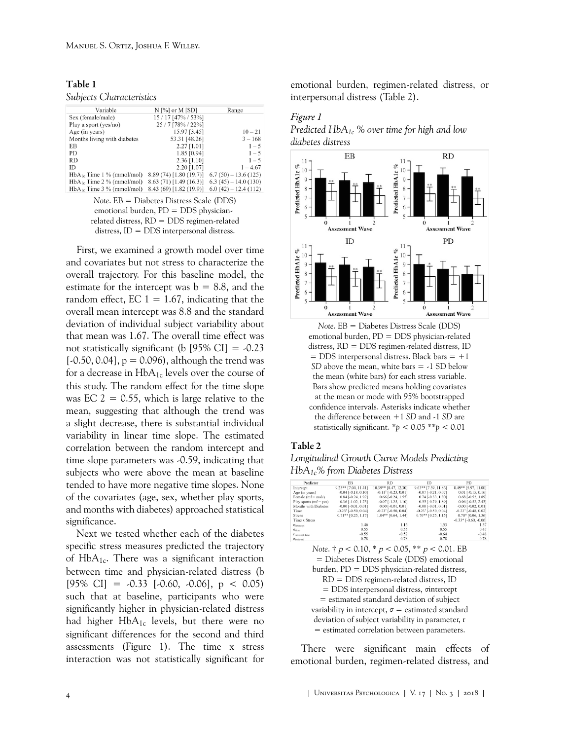**Table 1**

*Subjects Characteristics*

| Variable | N [%] or M [SD] | Range |
|---|---|---|
| Sex (female/male) | 15 / 17 [47% / 53%] | |
| Play a sport (yes/no) | 25 / 7 [78% / 22%] | |
| Age (in years) | 15.97 [3.45] | 10 – 21 |
| Months living with diabetes | 53.31 [48.26] | 3 – 168 |
| EB | 2.27 [1.01] | 1 – 5 |
| PD | 1.85 [0.94] | 1 – 5 |
| RD | 2.36 [1.10] | 1 – 5 |
| ID | 2.20 [1.07] | 1 – 4.67 |
| $HbA_{1c}$ Time 1 % (mmol/mol) | 8.89 (74) [1.80 (19.7)] | 6.7 (50) – 13.6 (125) |
| $HbA_{1c}$ Time 2 % (mmol/mol) | 8.63 (71) [1.49 (16.3)] | 6.3 (45) – 14.0 (130) |
| $HbA_{1c}$ Time 3 % (mmol/mol) | 8.43 (69) [1.82 (19.9)] | 6.0 (42) – 12.4 (112) |

*Note*. EB = Diabetes Distress Scale (DDS) emotional burden, PD = DDS physician-related distress, RD = DDS regimen-related distress, ID = DDS interpersonal distress.

First, we examined a growth model over time and covariates but not stress to characterize the overall trajectory. For this baseline model, the estimate for the intercept was b = 8.8, and the random effect, EC 1 = 1.67, indicating that the overall mean intercept was 8.8 and the standard deviation of individual subject variability about that mean was 1.67. The overall time effect was not statistically significant (b [95% CI] = -0.23 [-0.50, 0.04], p = 0.096), although the trend was for a decrease in $HbA_{1c}$ levels over the course of this study. The random effect for the time slope was EC 2 = 0.55, which is large relative to the mean, suggesting that although the trend was a slight decrease, there is substantial individual variability in linear time slope. The estimated correlation between the random intercept and time slope parameters was -0.59, indicating that subjects who were above the mean at baseline tended to have more negative time slopes. None of the covariates (age, sex, whether play sports, and months with diabetes) approached statistical significance.

Next we tested whether each of the diabetes specific stress measures predicted the trajectory of $HbA_{1c}$. There was a significant interaction between time and physician-related distress (b [95% CI] = -0.33 [-0.60, -0.06], $p < 0.05$) such that at baseline, participants who were significantly higher in physician-related distress had higher $HbA_{1c}$ levels, but there were no significant differences for the second and third assessments (Figure 1). The time x stress interaction was not statistically significant for emotional burden, regimen-related distress, or interpersonal distress (Table 2).

*Figure 1*

*Predicted $HbA_{1c}$ % over time for high and low diabetes distress*

*Note*. EB = Diabetes Distress Scale (DDS) emotional burden, PD = DDS physician-related distress, RD = DDS regimen-related distress, ID = DDS interpersonal distress. Black bars = +1 *SD* above the mean, white bars = -1 SD below the mean (white bars) for each stress variable. Bars show predicted means holding covariates at the mean or mode with 95% bootstrapped confidence intervals. Asterisks indicate whether the difference between +1 *SD* and -1 *SD* are statistically significant. \**p* < 0.05 \*\**p* < 0.01

**Table 2**

*Longitudinal Growth Curve Models Predicting $HbA_{1c}$% from Diabetes Distress*

| Predictor | EB | RD | ID | PD |
|---|---|---|---|---|
| Intercept | 9.23** [7.04, 11.41] | 10.39** [8.47, 12.30] | 9.63** [7.39, 11.86] | 8.49** [5.97, 11.00] |
| Age (in years) | -0.04 [-0.18, 0.10] | -0.11† [-0.23, 0.01] | -0.07 [-0.21, 0.07] | 0.01 [-0.15, 0.16] |
| Female (ref = male) | 0.84 [-0.24, 1.92] | 0.66 [-0.24, 1.55] | 0.74 [-0.33, 1.80] | 0.68 [-0.52, 1.89] |
| Play sports (ref = yes) | 0.36 [-1.02, 1.73] | -0.07 [-1.25, 1.10] | 0.55 [-0.79, 1.89] | 0.96 [-0.52, 2.43] |
| Months with Diabetes | -0.00 [-0.01, 0.01] | 0.00 [-0.01, 0.01] | -0.00 [-0.01, 0.01] | -0.00 [-0.02, 0.01] |
| Time | -0.23† [-0.50, 0.04] | -0.23† [-0.50, 0.04] | -0.23† [-0.50, 0.04] | -0.23† [-0.48, 0.02] |
| Stress | 0.71** [0.25, 1.17] | 1.04** [0.64, 1.44] | 0.70** [0.25, 1.15] | 0.70* [0.06, 1.36] |
| Time x Stress | | | | -0.33* [-0.60, -0.06] |
| $\sigma_{intercept}$ | 1.46 | 1.16 | 1.53 | 1.57 |
| $\sigma_{time}$ | 0.55 | 0.55 | 0.55 | 0.47 |
| $r_{intercept, time}$ | -0.55 | -0.52 | -0.64 | -0.48 |
| $\sigma_{residual}$ | 0.78 | 0.78 | 0.78 | 0.78 |

*Note*. † *p* < 0.10, \* *p* < 0.05, \*\* *p* < 0.01. EB = Diabetes Distress Scale (DDS) emotional burden, PD = DDS physician-related distress, RD = DDS regimen-related distress, ID = DDS interpersonal distress, $\sigma$intercept = estimated standard deviation of subject variability in intercept, $\sigma$ = estimated standard deviation of subject variability in parameter, r = estimated correlation between parameters.

There were significant main effects of emotional burden, regimen-related distress, and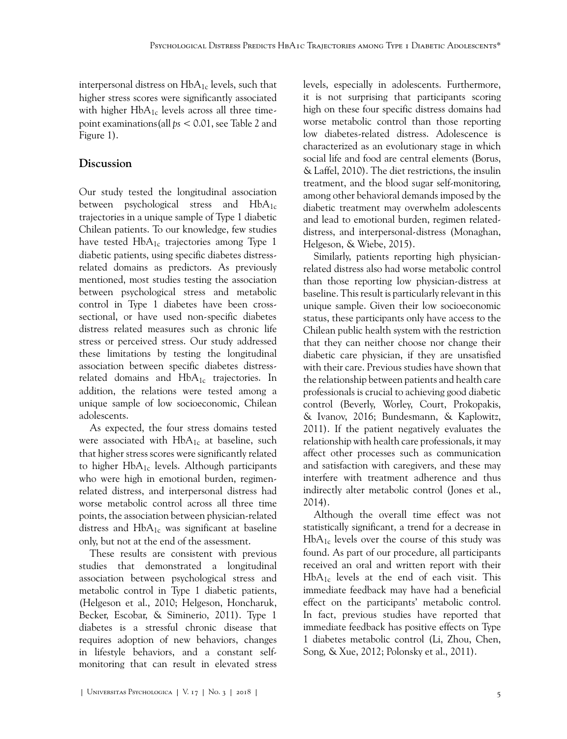interpersonal distress on $HbA_{1c}$ levels, such that higher stress scores were significantly associated with higher $HbA_{1c}$ levels across all three time-point examinations (all $ps < 0.01$, see Table 2 and Figure 1).

## Discussion

Our study tested the longitudinal association between psychological stress and $HbA_{1c}$ trajectories in a unique sample of Type 1 diabetic Chilean patients. To our knowledge, few studies have tested $HbA_{1c}$ trajectories among Type 1 diabetic patients, using specific diabetes distress-related domains as predictors. As previously mentioned, most studies testing the association between psychological stress and metabolic control in Type 1 diabetes have been cross-sectional, or have used non-specific diabetes distress related measures such as chronic life stress or perceived stress. Our study addressed these limitations by testing the longitudinal association between specific diabetes distress-related domains and $HbA_{1c}$ trajectories. In addition, the relations were tested among a unique sample of low socioeconomic, Chilean adolescents.

As expected, the four stress domains tested were associated with $HbA_{1c}$ at baseline, such that higher stress scores were significantly related to higher $HbA_{1c}$ levels. Although participants who were high in emotional burden, regimen-related distress, and interpersonal distress had worse metabolic control across all three time points, the association between physician-related distress and $HbA_{1c}$ was significant at baseline only, but not at the end of the assessment.

These results are consistent with previous studies that demonstrated a longitudinal association between psychological stress and metabolic control in Type 1 diabetic patients, (Helgeson et al., 2010; Helgeson, Honcharuk, Becker, Escobar, & Siminerio, 2011). Type 1 diabetes is a stressful chronic disease that requires adoption of new behaviors, changes in lifestyle behaviors, and a constant self-monitoring that can result in elevated stress levels, especially in adolescents. Furthermore, it is not surprising that participants scoring high on these four specific distress domains had worse metabolic control than those reporting low diabetes-related distress. Adolescence is characterized as an evolutionary stage in which social life and food are central elements (Borus, & Laffel, 2010). The diet restrictions, the insulin treatment, and the blood sugar self-monitoring, among other behavioral demands imposed by the diabetic treatment may overwhelm adolescents and lead to emotional burden, regimen related-distress, and interpersonal-distress (Monaghan, Helgeson, & Wiebe, 2015).

Similarly, patients reporting high physician-related distress also had worse metabolic control than those reporting low physician-distress at baseline. This result is particularly relevant in this unique sample. Given their low socioeconomic status, these participants only have access to the Chilean public health system with the restriction that they can neither choose nor change their diabetic care physician, if they are unsatisfied with their care. Previous studies have shown that the relationship between patients and health care professionals is crucial to achieving good diabetic control (Beverly, Worley, Court, Prokopakis, & Ivanov, 2016; Bundesmann, & Kaplowitz, 2011). If the patient negatively evaluates the relationship with health care professionals, it may affect other processes such as communication and satisfaction with caregivers, and these may interfere with treatment adherence and thus indirectly alter metabolic control (Jones et al., 2014).

Although the overall time effect was not statistically significant, a trend for a decrease in $HbA_{1c}$ levels over the course of this study was found. As part of our procedure, all participants received an oral and written report with their $HbA_{1c}$ levels at the end of each visit. This immediate feedback may have had a beneficial effect on the participants' metabolic control. In fact, previous studies have reported that immediate feedback has positive effects on Type 1 diabetes metabolic control (Li, Zhou, Chen, Song, & Xue, 2012; Polonsky et al., 2011).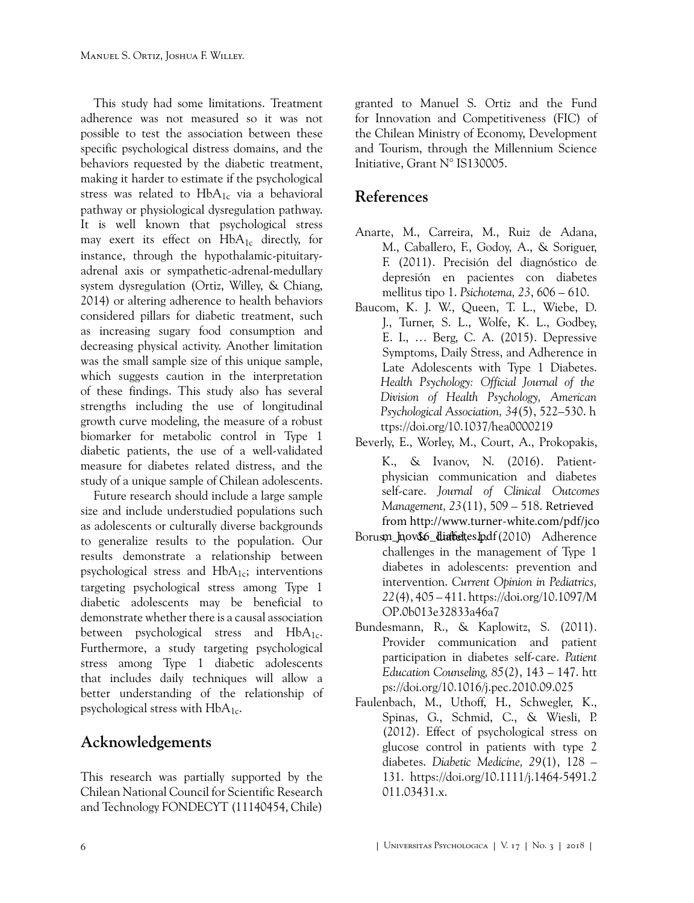This study had some limitations. Treatment adherence was not measured so it was not possible to test the association between these specific psychological distress domains, and the behaviors requested by the diabetic treatment, making it harder to estimate if the psychological stress was related to $HbA_{1c}$ via a behavioral pathway or physiological dysregulation pathway. It is well known that psychological stress may exert its effect on $HbA_{1c}$ directly, for instance, through the hypothalamic-pituitary-adrenal axis or sympathetic-adrenal-medullary system dysregulation (Ortiz, Willey, & Chiang, 2014) or altering adherence to health behaviors considered pillars for diabetic treatment, such as increasing sugary food consumption and decreasing physical activity. Another limitation was the small sample size of this unique sample, which suggests caution in the interpretation of these findings. This study also has several strengths including the use of longitudinal growth curve modeling, the measure of a robust biomarker for metabolic control in Type 1 diabetic patients, the use of a well-validated measure for diabetes related distress, and the study of a unique sample of Chilean adolescents.

Future research should include a large sample size and include understudied populations such as adolescents or culturally diverse backgrounds to generalize results to the population. Our results demonstrate a relationship between psychological stress and $HbA_{1c}$; interventions targeting psychological stress among Type 1 diabetic adolescents may be beneficial to demonstrate whether there is a causal association between psychological stress and $HbA_{1c}$. Furthermore, a study targeting psychological stress among Type 1 diabetic adolescents that includes daily techniques will allow a better understanding of the relationship of psychological stress with $HbA_{1c}$.

## Acknowledgements

This research was partially supported by the Chilean National Council for Scientific Research and Technology FONDECYT (11140454, Chile) granted to Manuel S. Ortiz and the Fund for Innovation and Competitiveness (FIC) of the Chilean Ministry of Economy, Development and Tourism, through the Millennium Science Initiative, Grant N° IS130005.

## References

Anarte, M., Carreira, M., Ruiz de Adana, M., Caballero, F., Godoy, A., & Soriguer, F. (2011). Precisión del diagnóstico de depresión en pacientes con diabetes mellitus tipo 1. *Psichotema, 23*, 606 – 610.

Baucom, K. J. W., Queen, T. L., Wiebe, D. J., Turner, S. L., Wolfe, K. L., Godbey, E. I., … Berg, C. A. (2015). Depressive Symptoms, Daily Stress, and Adherence in Late Adolescents with Type 1 Diabetes. *Health Psychology: Official Journal of the Division of Health Psychology, American Psychological Association, 34*(5), 522–530. https://doi.org/10.1037/hea0000219

Beverly, E., Worley, M., Court, A., Prokopakis, K., & Ivanov, N. (2016). Patient-physician communication and diabetes self-care. *Journal of Clinical Outcomes Management, 23*(11), 509 – 518. Retrieved from http://www.turner-white.com/pdf/jcom_nov16_diabetes.pdf

Borus, J., & Laffel, L. (2010) Adherence challenges in the management of Type 1 diabetes in adolescents: prevention and intervention. *Current Opinion in Pediatrics, 22*(4), 405 – 411. https://doi.org/10.1097/MOP.0b013e32833a46a7

Bundesmann, R., & Kaplowitz, S. (2011). Provider communication and patient participation in diabetes self-care. *Patient Education Counseling, 85*(2), 143 – 147. https://doi.org/10.1016/j.pec.2010.09.025

Faulenbach, M., Uthoff, H., Schwegler, K., Spinas, G., Schmid, C., & Wiesli, P. (2012). Effect of psychological stress on glucose control in patients with type 2 diabetes. *Diabetic Medicine, 29*(1), 128 – 131. https://doi.org/10.1111/j.1464-5491.2011.03431.x.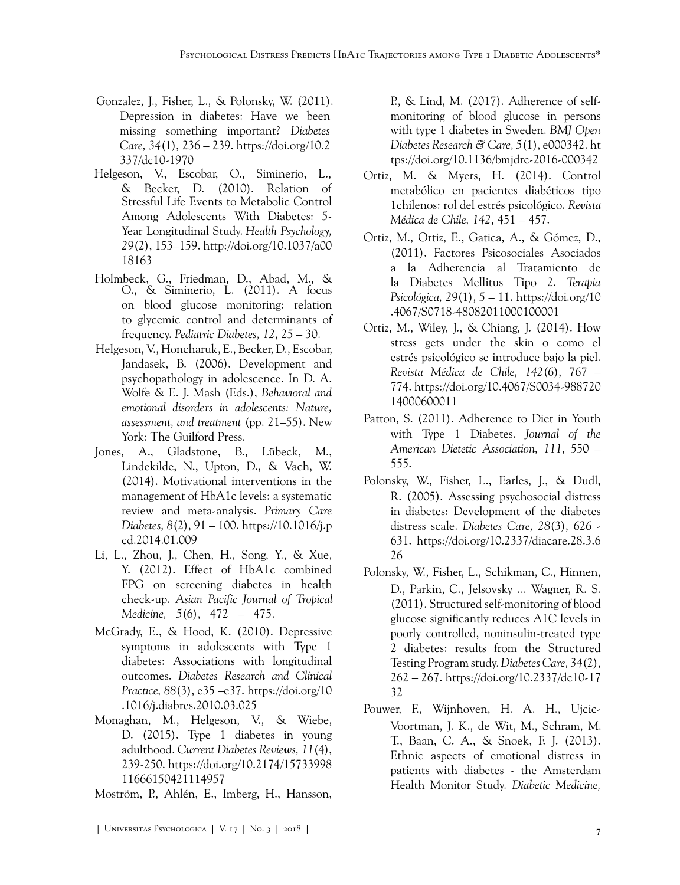Gonzalez, J., Fisher, L., & Polonsky, W. (2011). Depression in diabetes: Have we been missing something important? *Diabetes Care, 34*(1), 236 – 239. https://doi.org/10.2337/dc10-1970

Helgeson, V., Escobar, O., Siminerio, L., & Becker, D. (2010). Relation of Stressful Life Events to Metabolic Control Among Adolescents With Diabetes: 5-Year Longitudinal Study. *Health Psychology, 29*(2), 153–159. http://doi.org/10.1037/a0018163

Holmbeck, G., Friedman, D., Abad, M., & O., & Siminerio, L. (2011). A focus on blood glucose monitoring: relation to glycemic control and determinants of frequency. *Pediatric Diabetes, 12*, 25 – 30.

Helgeson, V., Honcharuk, E., Becker, D., Escobar, Jandasek, B. (2006). Development and psychopathology in adolescence. In D. A. Wolfe & E. J. Mash (Eds.), *Behavioral and emotional disorders in adolescents: Nature, assessment, and treatment* (pp. 21–55). New York: The Guilford Press.

Jones, A., Gladstone, B., Lübeck, M., Lindekilde, N., Upton, D., & Vach, W. (2014). Motivational interventions in the management of HbA1c levels: a systematic review and meta-analysis. *Primary Care Diabetes, 8*(2), 91 – 100. https://10.1016/j.pcd.2014.01.009

Li, L., Zhou, J., Chen, H., Song, Y., & Xue, Y. (2012). Effect of HbA1c combined FPG on screening diabetes in health check-up. *Asian Pacific Journal of Tropical Medicine, 5*(6), 472 – 475.

McGrady, E., & Hood, K. (2010). Depressive symptoms in adolescents with Type 1 diabetes: Associations with longitudinal outcomes. *Diabetes Research and Clinical Practice, 88*(3), e35 –e37. https://doi.org/10.1016/j.diabres.2010.03.025

Monaghan, M., Helgeson, V., & Wiebe, D. (2015). Type 1 diabetes in young adulthood. *Current Diabetes Reviews, 11*(4), 239-250. https://doi.org/10.2174/1573399811666150421114957

Moström, P., Ahlén, E., Imberg, H., Hansson, P., & Lind, M. (2017). Adherence of self-monitoring of blood glucose in persons with type 1 diabetes in Sweden. *BMJ Open Diabetes Research & Care, 5*(1), e000342. https://doi.org/10.1136/bmjdrc-2016-000342

Ortiz, M. & Myers, H. (2014). Control metabólico en pacientes diabéticos tipo 1chilenos: rol del estrés psicológico. *Revista Médica de Chile, 142*, 451 – 457.

Ortiz, M., Ortiz, E., Gatica, A., & Gómez, D., (2011). Factores Psicosociales Asociados a la Adherencia al Tratamiento de la Diabetes Mellitus Tipo 2. *Terapia Psicológica, 29*(1), 5 – 11. https://doi.org/10.4067/S0718-48082011000100001

Ortiz, M., Wiley, J., & Chiang, J. (2014). How stress gets under the skin o como el estrés psicológico se introduce bajo la piel. *Revista Médica de Chile, 142*(6), 767 – 774. https://doi.org/10.4067/S0034-98872014000600011

Patton, S. (2011). Adherence to Diet in Youth with Type 1 Diabetes. *Journal of the American Dietetic Association, 111*, 550 – 555.

Polonsky, W., Fisher, L., Earles, J., & Dudl, R. (2005). Assessing psychosocial distress in diabetes: Development of the diabetes distress scale. *Diabetes Care, 28*(3), 626 - 631. https://doi.org/10.2337/diacare.28.3.626

Polonsky, W., Fisher, L., Schikman, C., Hinnen, D., Parkin, C., Jelsovsky ... Wagner, R. S. (2011). Structured self-monitoring of blood glucose significantly reduces A1C levels in poorly controlled, noninsulin-treated type 2 diabetes: results from the Structured Testing Program study. *Diabetes Care, 34*(2), 262 – 267. https://doi.org/10.2337/dc10-1732

Pouwer, F., Wijnhoven, H. A. H., Ujcic-Voortman, J. K., de Wit, M., Schram, M. T., Baan, C. A., & Snoek, F. J. (2013). Ethnic aspects of emotional distress in patients with diabetes - the Amsterdam Health Monitor Study. *Diabetic Medicine,*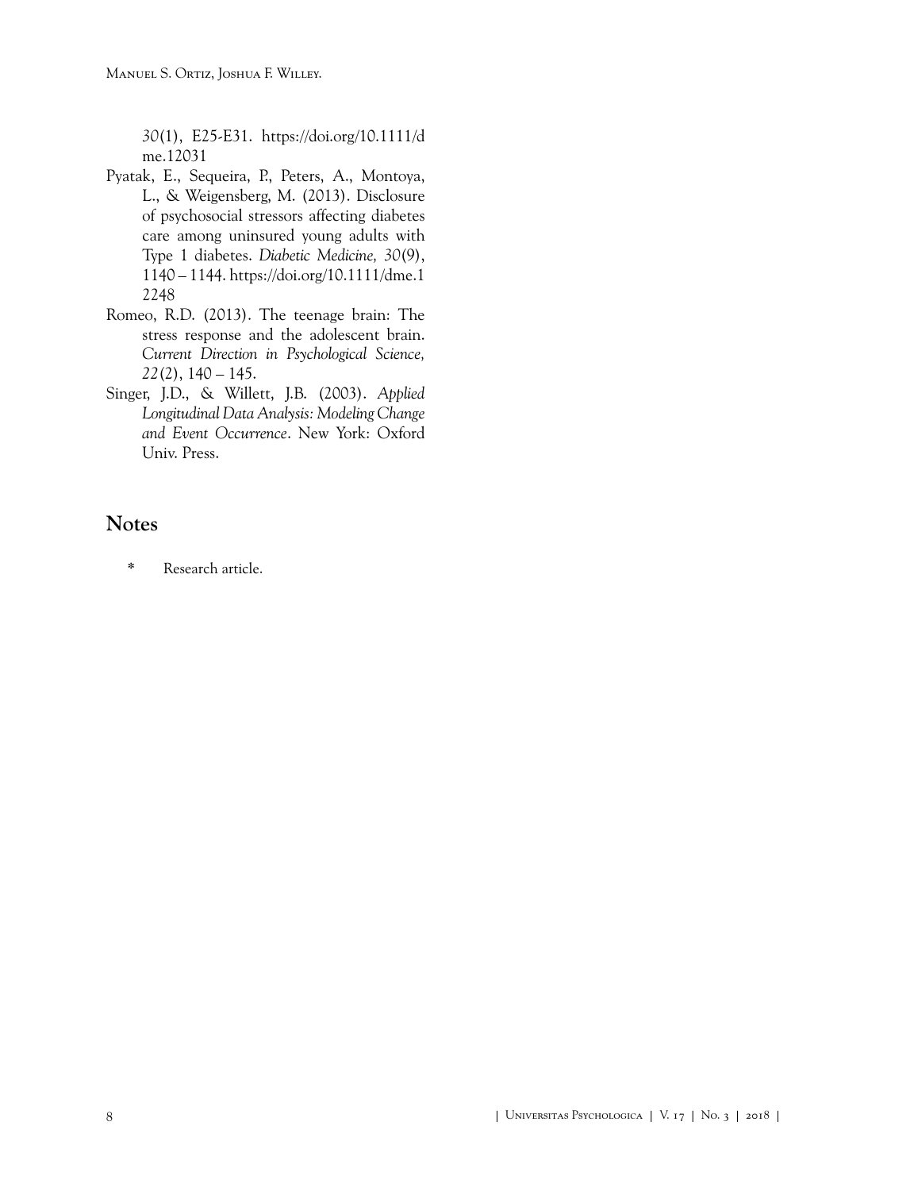*30*(1), E25-E31. https://doi.org/10.1111/dme.12031

Pyatak, E., Sequeira, P., Peters, A., Montoya, L., & Weigensberg, M. (2013). Disclosure of psychosocial stressors affecting diabetes care among uninsured young adults with Type 1 diabetes. *Diabetic Medicine, 30*(9), 1140 – 1144. https://doi.org/10.1111/dme.12248

Romeo, R.D. (2013). The teenage brain: The stress response and the adolescent brain. *Current Direction in Psychological Science, 22*(2), 140 – 145.

Singer, J.D., & Willett, J.B. (2003). *Applied Longitudinal Data Analysis: Modeling Change and Event Occurrence*. New York: Oxford Univ. Press.

## Notes

\* Research article.